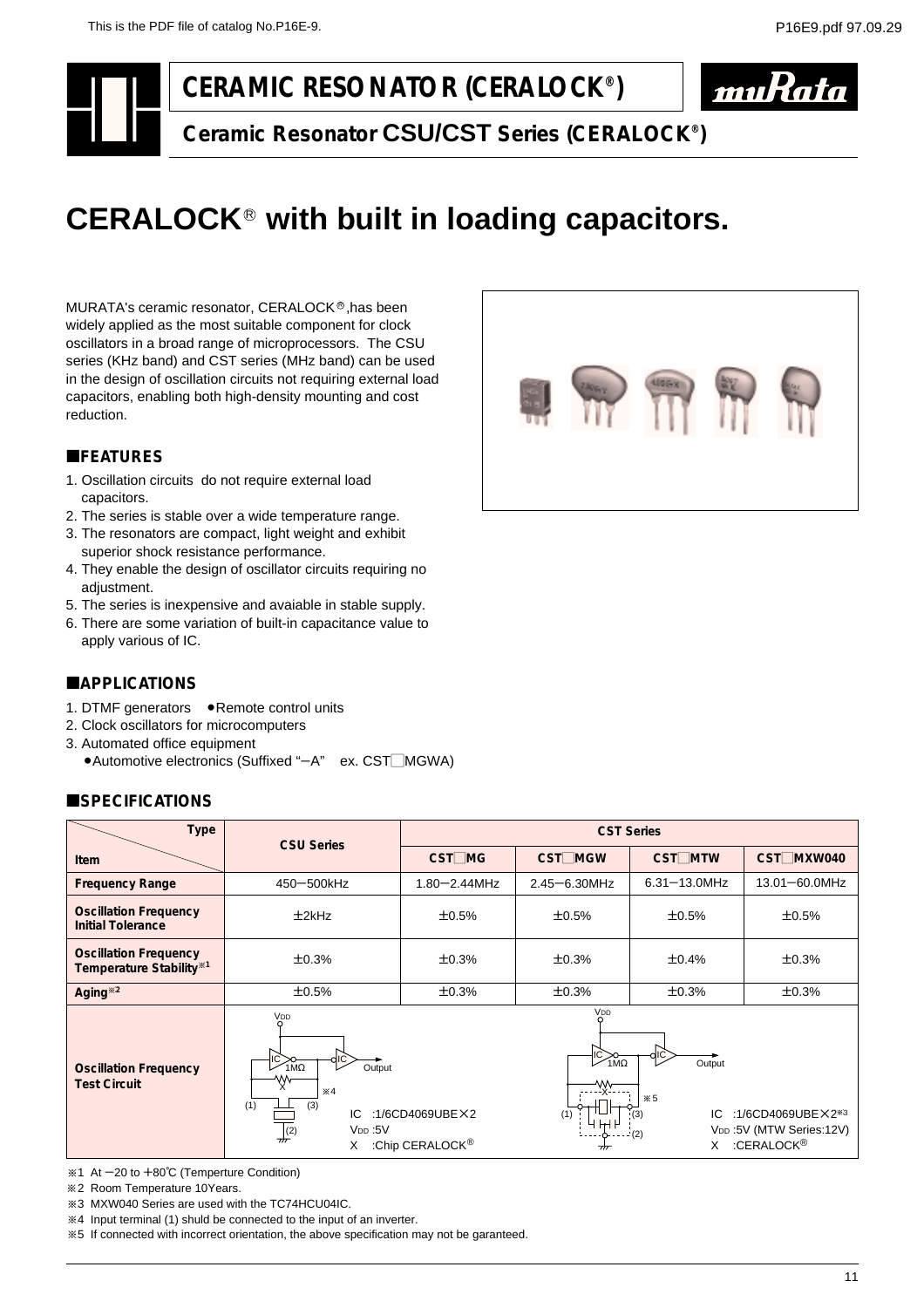# CERAMIC RESONATOR (CERALOCK®)

## Ceramic Resonator CSU/CST Series (CERALOCK®)

# CERALOCK® with built in loading capacitors.

MURATA's ceramic resonator, CERALOCK®,has been widely applied as the most suitable component for clock oscillators in a broad range of microprocessors. The CSU series (KHz band) and CST series (MHz band) can be used in the design of oscillation circuits not requiring external load capacitors, enabling both high-density mounting and cost reduction.

## ■FEATURES

1. Oscillation circuits do not require external load capacitors.
2. The series is stable over a wide temperature range.
3. The resonators are compact, light weight and exhibit superior shock resistance performance.
4. They enable the design of oscillator circuits requiring no adjustment.
5. The series is inexpensive and avaiable in stable supply.
6. There are some variation of built-in capacitance value to apply various of IC.

## ■APPLICATIONS

1. DTMF generators ●Remote control units
2. Clock oscillators for microcomputers
3. Automated office equipment
   ●Automotive electronics (Suffixed "−A" ex. CST□MGWA)

## ■SPECIFICATIONS

| Item \ Type | CSU Series | CST Series | | | |
|---|---|---|---|---|---|
| | | CST□MG | CST□MGW | CST□MTW | CST□MXW040 |
| **Frequency Range** | 450−500kHz | 1.80−2.44MHz | 2.45−6.30MHz | 6.31−13.0MHz | 13.01−60.0MHz |
| **Oscillation Frequency Initial Tolerance** | ±2kHz | ±0.5% | ±0.5% | ±0.5% | ±0.5% |
| **Oscillation Frequency Temperature Stability**※1 | ±0.3% | ±0.3% | ±0.3% | ±0.4% | ±0.3% |
| **Aging**※2 | ±0.5% | ±0.3% | ±0.3% | ±0.3% | ±0.3% |
| **Oscillation Frequency Test Circuit** | IC :1/6CD4069UBE×2; $V_{DD}$ :5V; X :Chip CERALOCK® (※4) | IC :1/6CD4069UBE×2※3; $V_{DD}$ :5V (MTW Series:12V); X :CERALOCK® (※5) | | | |

※1 At −20 to +80℃ (Temperture Condition)

※2 Room Temperature 10Years.

※3 MXW040 Series are used with the TC74HCU04IC.

※4 Input terminal (1) shuld be connected to the input of an inverter.

※5 If connected with incorrect orientation, the above specification may not be garanteed.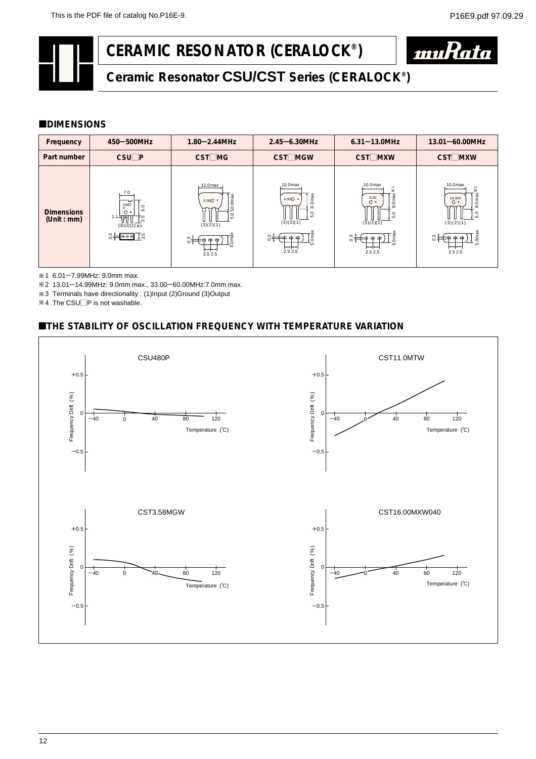# CERAMIC RESONATOR (CERALOCK®)

## Ceramic Resonator CSU/CST Series (CERALOCK®)

### ■DIMENSIONS

| Frequency | 450—500MHz | 1.80—2.44MHz | 2.45—6.30MHz | 6.31—13.0MHz | 13.01—60.00MHz |
|---|---|---|---|---|---|
| Part number | CSU□P | CST□MG | CST□MGW | CST□MXW | CST□MXW |
| Dimensions (Unit : mm) | | | | | |

※1 6.01—7.99MHz: 9.0mm max.

※2 13.01—14.99MHz: 9.0mm max., 33.00—60.00MHz:7.0mm max.

※3 Terminals have directionality : (1)Input (2)Ground (3)Output

※4 The CSU□P is not washable.

### ■THE STABILITY OF OSCILLATION FREQUENCY WITH TEMPERATURE VARIATION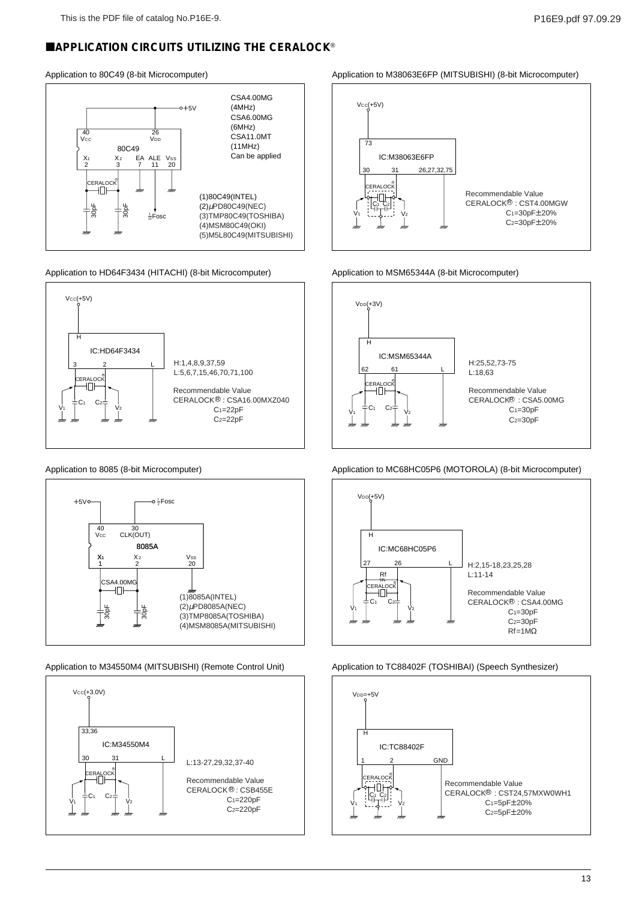## ■APPLICATION CIRCUITS UTILIZING THE CERALOCK®

### Application to 80C49 (8-bit Microcomputer)

+5V

40 Vcc, 26 VDD

80C49

X1 2, X2 3, EA 7, ALE 11, VSS 20

CERALOCK®

30pF, 30pF

$\frac{1}{15}$Fosc

CSA4.00MG (4MHz)
CSA6.00MG (6MHz)
CSA11.0MT (11MHz)
Can be applied

(1)80C49(INTEL)
(2)μPD80C49(NEC)
(3)TMP80C49(TOSHIBA)
(4)MSM80C49(OKI)
(5)M5L80C49(MITSUBISHI)

### Application to M38063E6FP (MITSUBISHI) (8-bit Microcomputer)

Vcc(+5V)

73

IC:M38063E6FP

30, 31, 26,27,32,75

CERALOCK®

C1, C2, V1, V2

Recommendable Value
CERALOCK® : CST4.00MGW
C1=30pF±20%
C2=30pF±20%

### Application to HD64F3434 (HITACHI) (8-bit Microcomputer)

Vcc(+5V)

H

IC:HD64F3434

3, 2, L

CERALOCK®

C1, C2, V1, V2

H:1,4,8,9,37,59
L:5,6,7,15,46,70,71,100

Recommendable Value
CERALOCK® : CSA16.00MXZ040
C1=22pF
C2=22pF

### Application to MSM65344A (8-bit Microcomputer)

VDD(+3V)

H

IC:MSM65344A

62, 61, L

CERALOCK®

C1, C2, V1, V2

H:25,52,73-75
L:18,63

Recommendable Value
CERALOCK® : CSA5.00MG
C1=30pF
C2=30pF

### Application to 8085 (8-bit Microcomputer)

+5V

$\frac{1}{2}$Fosc

40 Vcc, 30 CLK(OUT)

8085A

X1 1, X2 2, VSS 20

CSA4.00MG

30pF, 30pF

(1)8085A(INTEL)
(2)μPD8085A(NEC)
(3)TMP8085A(TOSHIBA)
(4)MSM8085A(MITSUBISHI)

### Application to MC68HC05P6 (MOTOROLA) (8-bit Microcomputer)

VDD(+5V)

H

IC:MC68HC05P6

27, 26, L

Rf

CERALOCK®

C1, C2, V1, V2

H:2,15-18,23,25,28
L:11-14

Recommendable Value
CERALOCK® : CSA4.00MG
C1=30pF
C2=30pF
Rf=1MΩ

### Application to M34550M4 (MITSUBISHI) (Remote Control Unit)

Vcc(+3.0V)

33,36

IC:M34550M4

30, 31, L

CERALOCK®

C1, C2, V1, V2

L:13-27,29,32,37-40

Recommendable Value
CERALOCK® : CSB455E
C1=220pF
C2=220pF

### Application to TC88402F (TOSHIBAI) (Speech Synthesizer)

VDD=+5V

H

IC:TC88402F

1, 2, GND

CERALOCK®

C1, C2, V1, V2

Recommendable Value
CERALOCK® : CST24,57MXW0WH1
C1=5pF±20%
C2=5pF±20%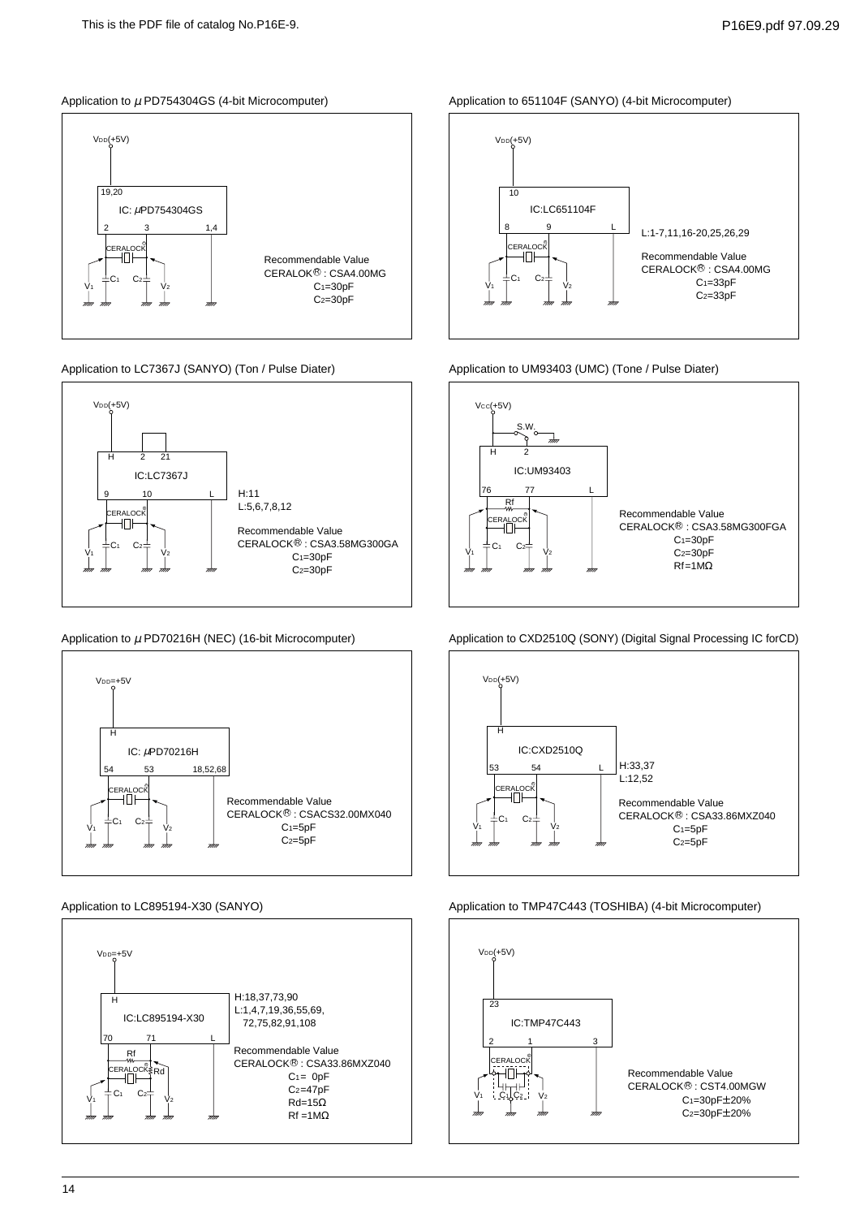### Application to $\mu$PD754304GS (4-bit Microcomputer)

$V_{DD}$(+5V)

IC: $\mu$PD754304GS — pins 19,20 / 2 / 3 / 1,4

CERALOCK®, $C_1$, $C_2$, $V_1$, $V_2$

Recommendable Value
CERALOK® : CSA4.00MG
$C_1$=30pF
$C_2$=30pF

### Application to 651104F (SANYO) (4-bit Microcomputer)

$V_{DD}$(+5V)

IC:LC651104F — pins 10 / 8 / 9 / L

L:1-7,11,16-20,25,26,29

Recommendable Value
CERALOCK® : CSA4.00MG
$C_1$=33pF
$C_2$=33pF

### Application to LC7367J (SANYO) (Ton / Pulse Diater)

$V_{DD}$(+5V)

IC:LC7367J — pins H / 2 / 21 / 9 / 10 / L

H:11
L:5,6,7,8,12

Recommendable Value
CERALOCK® : CSA3.58MG300GA
$C_1$=30pF
$C_2$=30pF

### Application to UM93403 (UMC) (Tone / Pulse Diater)

$V_{CC}$(+5V)

S.W.

IC:UM93403 — pins H / 2 / 76 / 77 / L

Rf

Recommendable Value
CERALOCK® : CSA3.58MG300FGA
$C_1$=30pF
$C_2$=30pF
Rf=1MΩ

### Application to $\mu$PD70216H (NEC) (16-bit Microcomputer)

$V_{DD}$=+5V

IC: $\mu$PD70216H — pins H / 54 / 53 / 18,52,68

Recommendable Value
CERALOCK® : CSACS32.00MX040
$C_1$=5pF
$C_2$=5pF

### Application to CXD2510Q (SONY) (Digital Signal Processing IC forCD)

$V_{DD}$(+5V)

IC:CXD2510Q — pins H / 53 / 54 / L

H:33,37
L:12,52

Recommendable Value
CERALOCK® : CSA33.86MXZ040
$C_1$=5pF
$C_2$=5pF

### Application to LC895194-X30 (SANYO)

$V_{DD}$=+5V

IC:LC895194-X30 — pins H / 70 / 71 / L

Rf, Rd

H:18,37,73,90
L:1,4,7,19,36,55,69,
72,75,82,91,108

Recommendable Value
CERALOCK® : CSA33.86MXZ040
$C_1$= 0pF
$C_2$=47pF
Rd=15Ω
Rf =1MΩ

### Application to TMP47C443 (TOSHIBA) (4-bit Microcomputer)

$V_{DD}$(+5V)

IC:TMP47C443 — pins 23 / 2 / 1 / 3

Recommendable Value
CERALOCK® : CST4.00MGW
$C_1$=30pF±20%
$C_2$=30pF±20%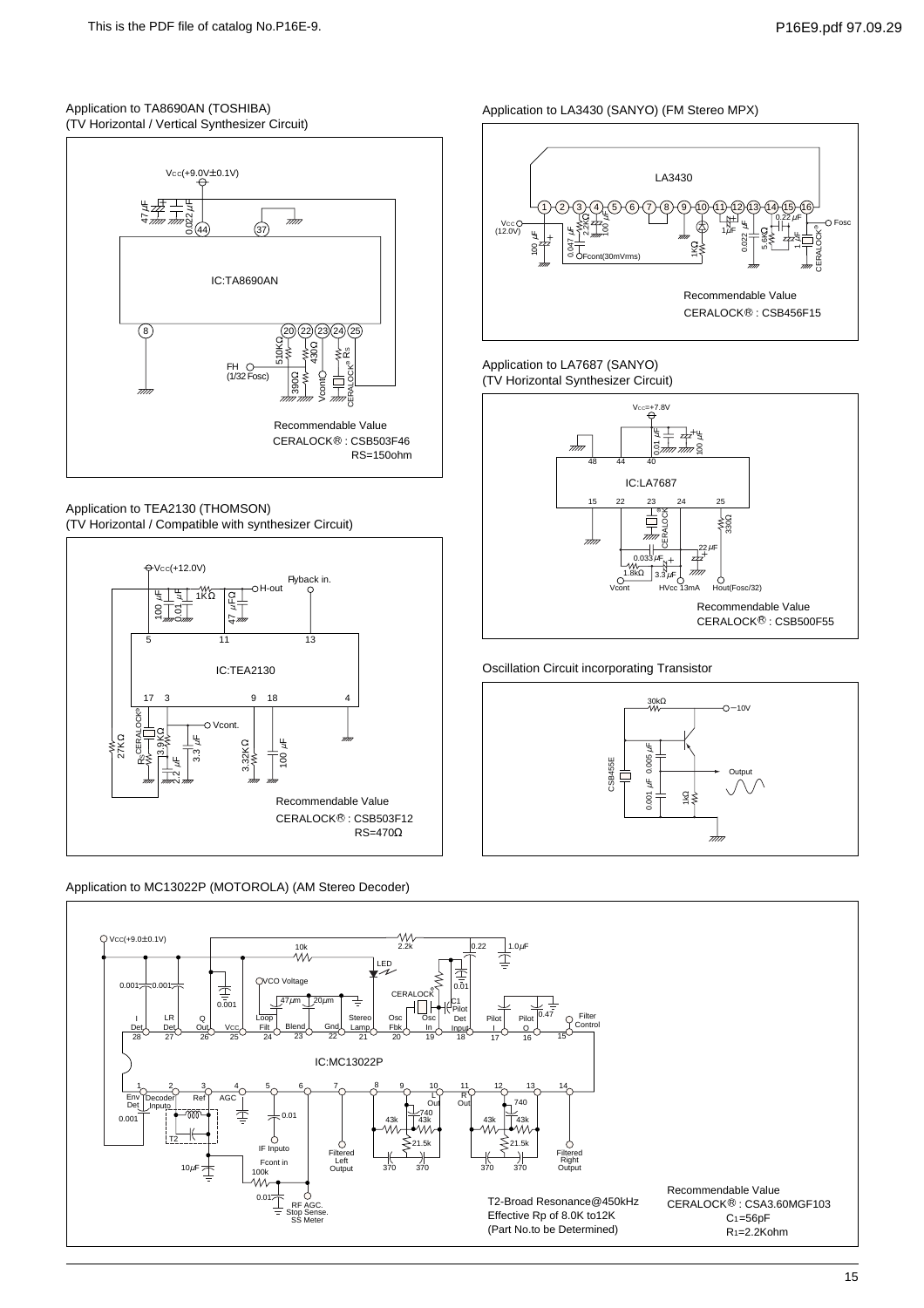## Application to TA8690AN (TOSHIBA)
(TV Horizontal / Vertical Synthesizer Circuit)

Vcc(+9.0V±0.1V)

47 μF
0.022 μF
44
37

IC:TA8690AN

8
20 22 23 24 25
510KΩ
430Ω
RS
FH
(1/32 Fosc)
390Ω
Vcont
CERALOCK®

Recommendable Value
CERALOCK® : CSB503F46
RS=150ohm

## Application to TEA2130 (THOMSON)
(TV Horizontal / Compatible with synthesizer Circuit)

Vcc(+12.0V)
100 μF
0.01 μF
1KΩ
H-out
47 μFΩ
Flyback in.
5
11
13

IC:TEA2130

17 3
9 18
4
27KΩ
RS CERALOCK®
3.9KΩ
Vcont.
2.2 μF
3.3 μF
3.32KΩ
100 μF

Recommendable Value
CERALOCK® : CSB503F12
RS=470Ω

## Application to LA3430 (SANYO) (FM Stereo MPX)

LA3430

1 2 3 4 5 6 7 8 9 10 11 12 13 14 15 16
Vcc
(12.0V)
100 μF
0.047 μF
2.2KΩ
100 μF
Fcont(30mVrms)
1KΩ
1μF
0.022 μF
5.6KΩ
0.22 μF
1 μF
CERALOCK®
Fosc

Recommendable Value
CERALOCK® : CSB456F15

## Application to LA7687 (SANYO)
(TV Horizontal Synthesizer Circuit)

Vcc=+7.8V
0.01 μF
100 μF
48 44 40

IC:LA7687

15 22 23 24 25
CERALOCK®
330Ω
22 μF
0.033 μF
1.8kΩ
3.3 μF
Vcont
HVcc 13mA
Hout(Fosc/32)

Recommendable Value
CERALOCK® : CSB500F55

## Oscillation Circuit incorporating Transistor

30kΩ
10V
CSB455E
0.005 μF
0.001 μF
1kΩ
Output

## Application to MC13022P (MOTOROLA) (AM Stereo Decoder)

Vcc(+9.0±0.1V)
10k
2.2k
0.22
1.0μF
LED
0.001
0.001
VCO Voltage
0.001
47μm
20μm
CERALOCK®
0.01
C1
Pilot
0.47
Filter
Control

I Det 28
LR Det 27
Q Out 26
Vcc 25
Loop Filt 24
Blend 23
Gnd 22
Stereo Lamp 21
Osc Fbk 20
Osc In 19
Det Input 18
Pilot I 17
Pilot Q 16
15

IC:MC13022P

1 2 3 4 5 6 7 8 9 10 11 12 13 14
Env Det
Decoder Inputo
Ref
AGC
L Out
R Out
0.001
T2
0.01
740
43k
43k
21.5k
740
43k
43k
21.5k
IF Inputo
Fcont in
100k
10μF
0.01
RF AGC.
Stop Sense.
SS Meter
Filtered Left Output
370 370
370 370
Filtered Right Output

T2-Broad Resonance@450kHz
Effective Rp of 8.0K to12K
(Part No.to be Determined)

Recommendable Value
CERALOCK® : CSA3.60MGF103
$C_1$=56pF
$R_1$=2.2Kohm